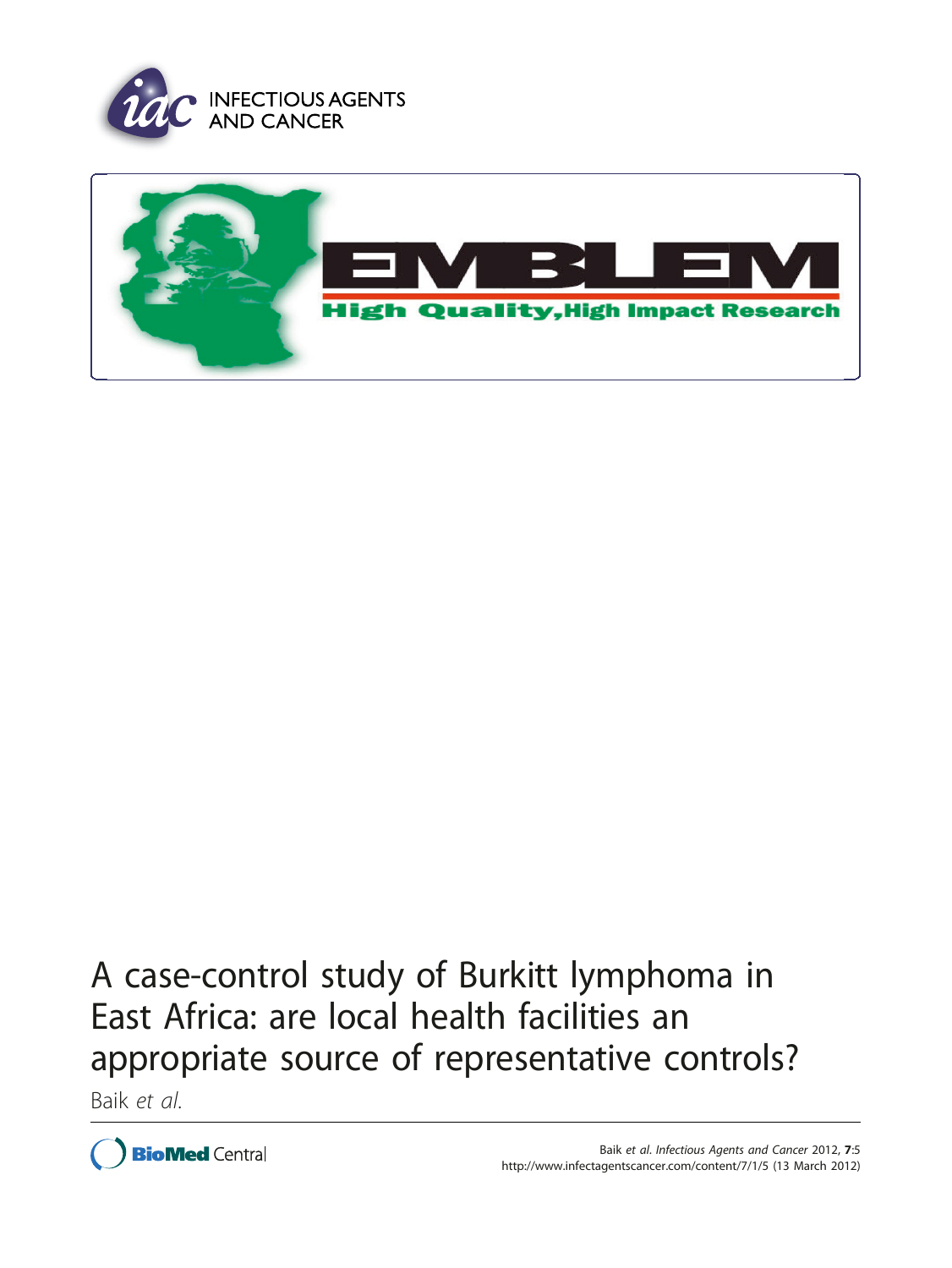INFECTIOUS AGENTS AND CANCER

EMBLEM

High Quality,High Impact Research

# A case-control study of Burkitt lymphoma in East Africa: are local health facilities an appropriate source of representative controls?

Baik *et al.*

Baik *et al. Infectious Agents and Cancer* 2012, **7**:5
http://www.infectagentscancer.com/content/7/1/5 (13 March 2012)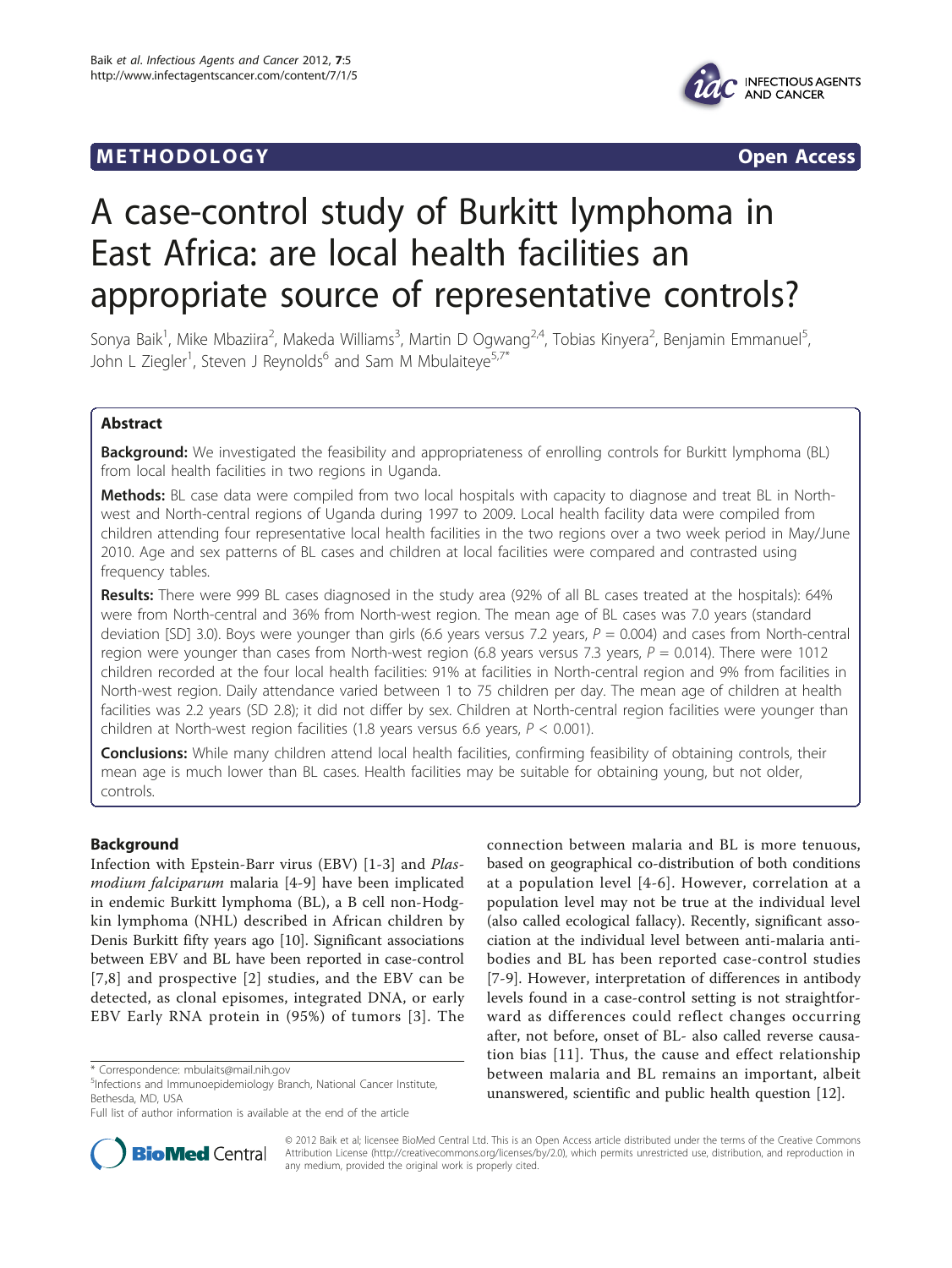# A case-control study of Burkitt lymphoma in East Africa: are local health facilities an appropriate source of representative controls?

Sonya Baik[1], Mike Mbaziira[2], Makeda Williams[3], Martin D Ogwang[2,4], Tobias Kinyera[2], Benjamin Emmanuel[5], John L Ziegler[1], Steven J Reynolds[6] and Sam M Mbulaiteye[5,7*]

## Abstract

**Background:** We investigated the feasibility and appropriateness of enrolling controls for Burkitt lymphoma (BL) from local health facilities in two regions in Uganda.

**Methods:** BL case data were compiled from two local hospitals with capacity to diagnose and treat BL in North-west and North-central regions of Uganda during 1997 to 2009. Local health facility data were compiled from children attending four representative local health facilities in the two regions over a two week period in May/June 2010. Age and sex patterns of BL cases and children at local facilities were compared and contrasted using frequency tables.

**Results:** There were 999 BL cases diagnosed in the study area (92% of all BL cases treated at the hospitals): 64% were from North-central and 36% from North-west region. The mean age of BL cases was 7.0 years (standard deviation [SD] 3.0). Boys were younger than girls (6.6 years versus 7.2 years, $P = 0.004$) and cases from North-central region were younger than cases from North-west region (6.8 years versus 7.3 years, $P = 0.014$). There were 1012 children recorded at the four local health facilities: 91% at facilities in North-central region and 9% from facilities in North-west region. Daily attendance varied between 1 to 75 children per day. The mean age of children at health facilities was 2.2 years (SD 2.8); it did not differ by sex. Children at North-central region facilities were younger than children at North-west region facilities (1.8 years versus 6.6 years, $P < 0.001$).

**Conclusions:** While many children attend local health facilities, confirming feasibility of obtaining controls, their mean age is much lower than BL cases. Health facilities may be suitable for obtaining young, but not older, controls.

## Background

Infection with Epstein-Barr virus (EBV) [1-3] and *Plasmodium falciparum* malaria [4-9] have been implicated in endemic Burkitt lymphoma (BL), a B cell non-Hodgkin lymphoma (NHL) described in African children by Denis Burkitt fifty years ago [10]. Significant associations between EBV and BL have been reported in case-control [7,8] and prospective [2] studies, and the EBV can be detected, as clonal episomes, integrated DNA, or early EBV Early RNA protein in (95%) of tumors [3]. The connection between malaria and BL is more tenuous, based on geographical co-distribution of both conditions at a population level [4-6]. However, correlation at a population level may not be true at the individual level (also called ecological fallacy). Recently, significant association at the individual level between anti-malaria antibodies and BL has been reported case-control studies [7-9]. However, interpretation of differences in antibody levels found in a case-control setting is not straightforward as differences could reflect changes occurring after, not before, onset of BL- also called reverse causation bias [11]. Thus, the cause and effect relationship between malaria and BL remains an important, albeit unanswered, scientific and public health question [12].

\* Correspondence: mbulaits@mail.nih.gov
[5]Infections and Immunoepidemiology Branch, National Cancer Institute, Bethesda, MD, USA
Full list of author information is available at the end of the article

© 2012 Baik et al; licensee BioMed Central Ltd. This is an Open Access article distributed under the terms of the Creative Commons Attribution License (http://creativecommons.org/licenses/by/2.0), which permits unrestricted use, distribution, and reproduction in any medium, provided the original work is properly cited.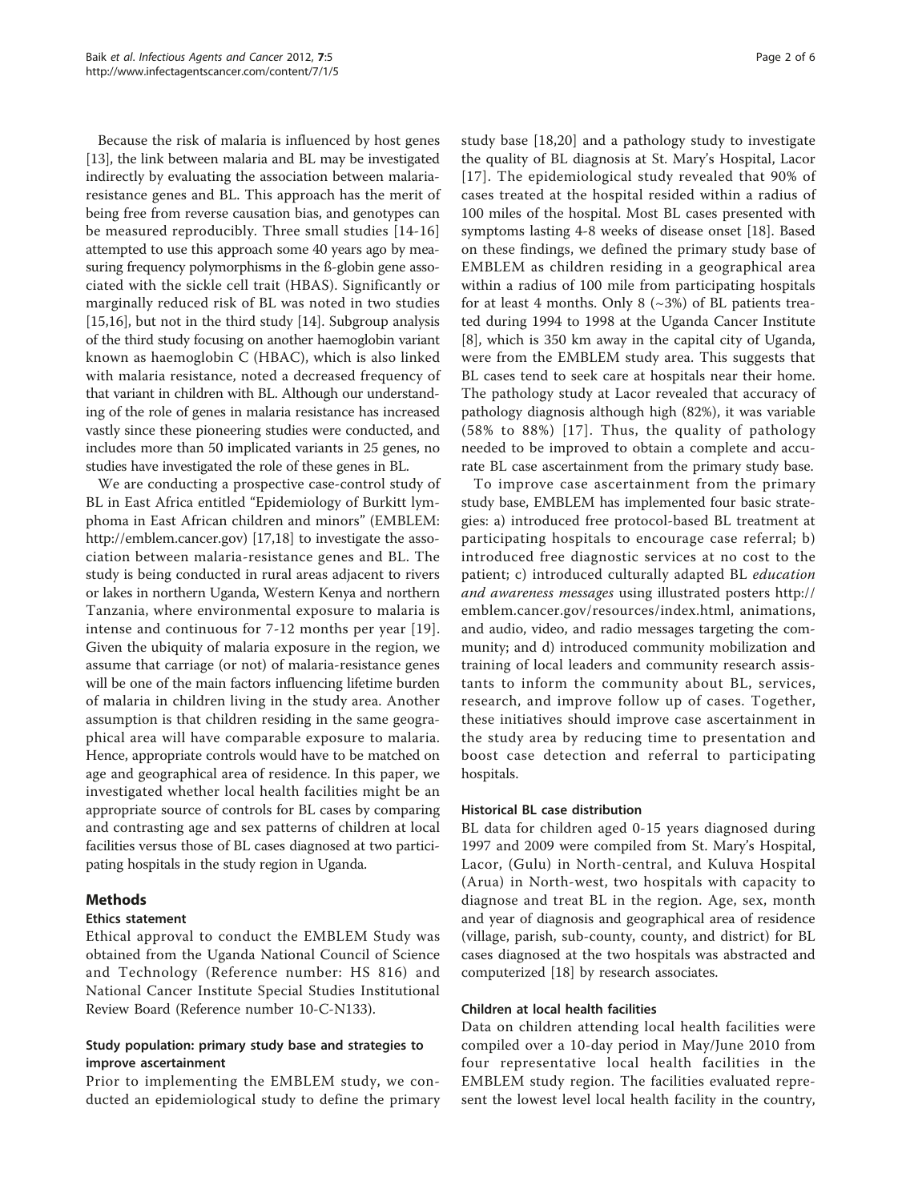Because the risk of malaria is influenced by host genes [13], the link between malaria and BL may be investigated indirectly by evaluating the association between malaria-resistance genes and BL. This approach has the merit of being free from reverse causation bias, and genotypes can be measured reproducibly. Three small studies [14-16] attempted to use this approach some 40 years ago by measuring frequency polymorphisms in the ß-globin gene associated with the sickle cell trait (HBAS). Significantly or marginally reduced risk of BL was noted in two studies [15,16], but not in the third study [14]. Subgroup analysis of the third study focusing on another haemoglobin variant known as haemoglobin C (HBAC), which is also linked with malaria resistance, noted a decreased frequency of that variant in children with BL. Although our understanding of the role of genes in malaria resistance has increased vastly since these pioneering studies were conducted, and includes more than 50 implicated variants in 25 genes, no studies have investigated the role of these genes in BL.

We are conducting a prospective case-control study of BL in East Africa entitled "Epidemiology of Burkitt lymphoma in East African children and minors" (EMBLEM: http://emblem.cancer.gov) [17,18] to investigate the association between malaria-resistance genes and BL. The study is being conducted in rural areas adjacent to rivers or lakes in northern Uganda, Western Kenya and northern Tanzania, where environmental exposure to malaria is intense and continuous for 7-12 months per year [19]. Given the ubiquity of malaria exposure in the region, we assume that carriage (or not) of malaria-resistance genes will be one of the main factors influencing lifetime burden of malaria in children living in the study area. Another assumption is that children residing in the same geographical area will have comparable exposure to malaria. Hence, appropriate controls would have to be matched on age and geographical area of residence. In this paper, we investigated whether local health facilities might be an appropriate source of controls for BL cases by comparing and contrasting age and sex patterns of children at local facilities versus those of BL cases diagnosed at two participating hospitals in the study region in Uganda.

## Methods

### Ethics statement

Ethical approval to conduct the EMBLEM Study was obtained from the Uganda National Council of Science and Technology (Reference number: HS 816) and National Cancer Institute Special Studies Institutional Review Board (Reference number 10-C-N133).

### Study population: primary study base and strategies to improve ascertainment

Prior to implementing the EMBLEM study, we conducted an epidemiological study to define the primary study base [18,20] and a pathology study to investigate the quality of BL diagnosis at St. Mary's Hospital, Lacor [17]. The epidemiological study revealed that 90% of cases treated at the hospital resided within a radius of 100 miles of the hospital. Most BL cases presented with symptoms lasting 4-8 weeks of disease onset [18]. Based on these findings, we defined the primary study base of EMBLEM as children residing in a geographical area within a radius of 100 mile from participating hospitals for at least 4 months. Only 8 (~3%) of BL patients treated during 1994 to 1998 at the Uganda Cancer Institute [8], which is 350 km away in the capital city of Uganda, were from the EMBLEM study area. This suggests that BL cases tend to seek care at hospitals near their home. The pathology study at Lacor revealed that accuracy of pathology diagnosis although high (82%), it was variable (58% to 88%) [17]. Thus, the quality of pathology needed to be improved to obtain a complete and accurate BL case ascertainment from the primary study base.

To improve case ascertainment from the primary study base, EMBLEM has implemented four basic strategies: a) introduced free protocol-based BL treatment at participating hospitals to encourage case referral; b) introduced free diagnostic services at no cost to the patient; c) introduced culturally adapted BL *education and awareness messages* using illustrated posters http://emblem.cancer.gov/resources/index.html, animations, and audio, video, and radio messages targeting the community; and d) introduced community mobilization and training of local leaders and community research assistants to inform the community about BL, services, research, and improve follow up of cases. Together, these initiatives should improve case ascertainment in the study area by reducing time to presentation and boost case detection and referral to participating hospitals.

### Historical BL case distribution

BL data for children aged 0-15 years diagnosed during 1997 and 2009 were compiled from St. Mary's Hospital, Lacor, (Gulu) in North-central, and Kuluva Hospital (Arua) in North-west, two hospitals with capacity to diagnose and treat BL in the region. Age, sex, month and year of diagnosis and geographical area of residence (village, parish, sub-county, county, and district) for BL cases diagnosed at the two hospitals was abstracted and computerized [18] by research associates.

### Children at local health facilities

Data on children attending local health facilities were compiled over a 10-day period in May/June 2010 from four representative local health facilities in the EMBLEM study region. The facilities evaluated represent the lowest level local health facility in the country,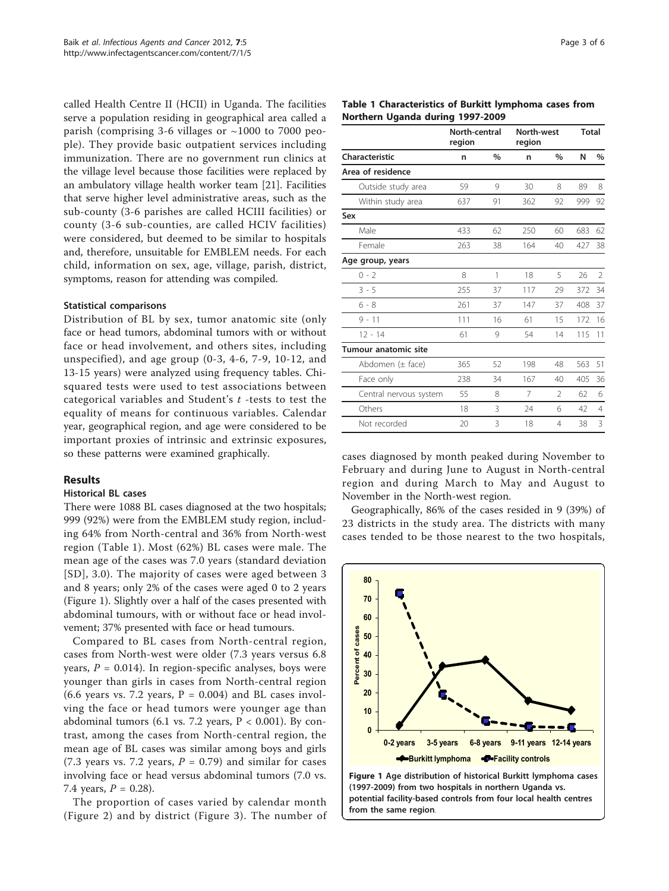called Health Centre II (HCII) in Uganda. The facilities serve a population residing in geographical area called a parish (comprising 3-6 villages or ~1000 to 7000 people). They provide basic outpatient services including immunization. There are no government run clinics at the village level because those facilities were replaced by an ambulatory village health worker team [21]. Facilities that serve higher level administrative areas, such as the sub-county (3-6 parishes are called HCIII facilities) or county (3-6 sub-counties, are called HCIV facilities) were considered, but deemed to be similar to hospitals and, therefore, unsuitable for EMBLEM needs. For each child, information on sex, age, village, parish, district, symptoms, reason for attending was compiled.

### Statistical comparisons

Distribution of BL by sex, tumor anatomic site (only face or head tumors, abdominal tumors with or without face or head involvement, and others sites, including unspecified), and age group (0-3, 4-6, 7-9, 10-12, and 13-15 years) were analyzed using frequency tables. Chi-squared tests were used to test associations between categorical variables and Student's $t$ -tests to test the equality of means for continuous variables. Calendar year, geographical region, and age were considered to be important proxies of intrinsic and extrinsic exposures, so these patterns were examined graphically.

## Results

### Historical BL cases

There were 1088 BL cases diagnosed at the two hospitals; 999 (92%) were from the EMBLEM study region, including 64% from North-central and 36% from North-west region (Table 1). Most (62%) BL cases were male. The mean age of the cases was 7.0 years (standard deviation [SD], 3.0). The majority of cases were aged between 3 and 8 years; only 2% of the cases were aged 0 to 2 years (Figure 1). Slightly over a half of the cases presented with abdominal tumours, with or without face or head involvement; 37% presented with face or head tumours.

Compared to BL cases from North-central region, cases from North-west were older (7.3 years versus 6.8 years, $P = 0.014$). In region-specific analyses, boys were younger than girls in cases from North-central region (6.6 years vs. 7.2 years, $P = 0.004$) and BL cases involving the face or head tumors were younger age than abdominal tumors (6.1 vs. 7.2 years, $P < 0.001$). By contrast, among the cases from North-central region, the mean age of BL cases was similar among boys and girls (7.3 years vs. 7.2 years, $P = 0.79$) and similar for cases involving face or head versus abdominal tumors (7.0 vs. 7.4 years, $P = 0.28$).

The proportion of cases varied by calendar month (Figure 2) and by district (Figure 3). The number of cases diagnosed by month peaked during November to February and during June to August in North-central region and during March to May and August to November in the North-west region.

Geographically, 86% of the cases resided in 9 (39%) of 23 districts in the study area. The districts with many cases tended to be those nearest to the two hospitals,

**Table 1 Characteristics of Burkitt lymphoma cases from Northern Uganda during 1997-2009**

| | North-central region | | North-west region | | Total | |
|---|---|---|---|---|---|---|
| **Characteristic** | **n** | **%** | **n** | **%** | **N** | **%** |
| **Area of residence** | | | | | | |
| Outside study area | 59 | 9 | 30 | 8 | 89 | 8 |
| Within study area | 637 | 91 | 362 | 92 | 999 | 92 |
| **Sex** | | | | | | |
| Male | 433 | 62 | 250 | 60 | 683 | 62 |
| Female | 263 | 38 | 164 | 40 | 427 | 38 |
| **Age group, years** | | | | | | |
| 0 - 2 | 8 | 1 | 18 | 5 | 26 | 2 |
| 3 - 5 | 255 | 37 | 117 | 29 | 372 | 34 |
| 6 - 8 | 261 | 37 | 147 | 37 | 408 | 37 |
| 9 - 11 | 111 | 16 | 61 | 15 | 172 | 16 |
| 12 - 14 | 61 | 9 | 54 | 14 | 115 | 11 |
| **Tumour anatomic site** | | | | | | |
| Abdomen (± face) | 365 | 52 | 198 | 48 | 563 | 51 |
| Face only | 238 | 34 | 167 | 40 | 405 | 36 |
| Central nervous system | 55 | 8 | 7 | 2 | 62 | 6 |
| Others | 18 | 3 | 24 | 6 | 42 | 4 |
| Not recorded | 20 | 3 | 18 | 4 | 38 | 3 |

**Figure 1 Age distribution of historical Burkitt lymphoma cases (1997-2009) from two hospitals in northern Uganda vs. potential facility-based controls from four local health centres from the same region**.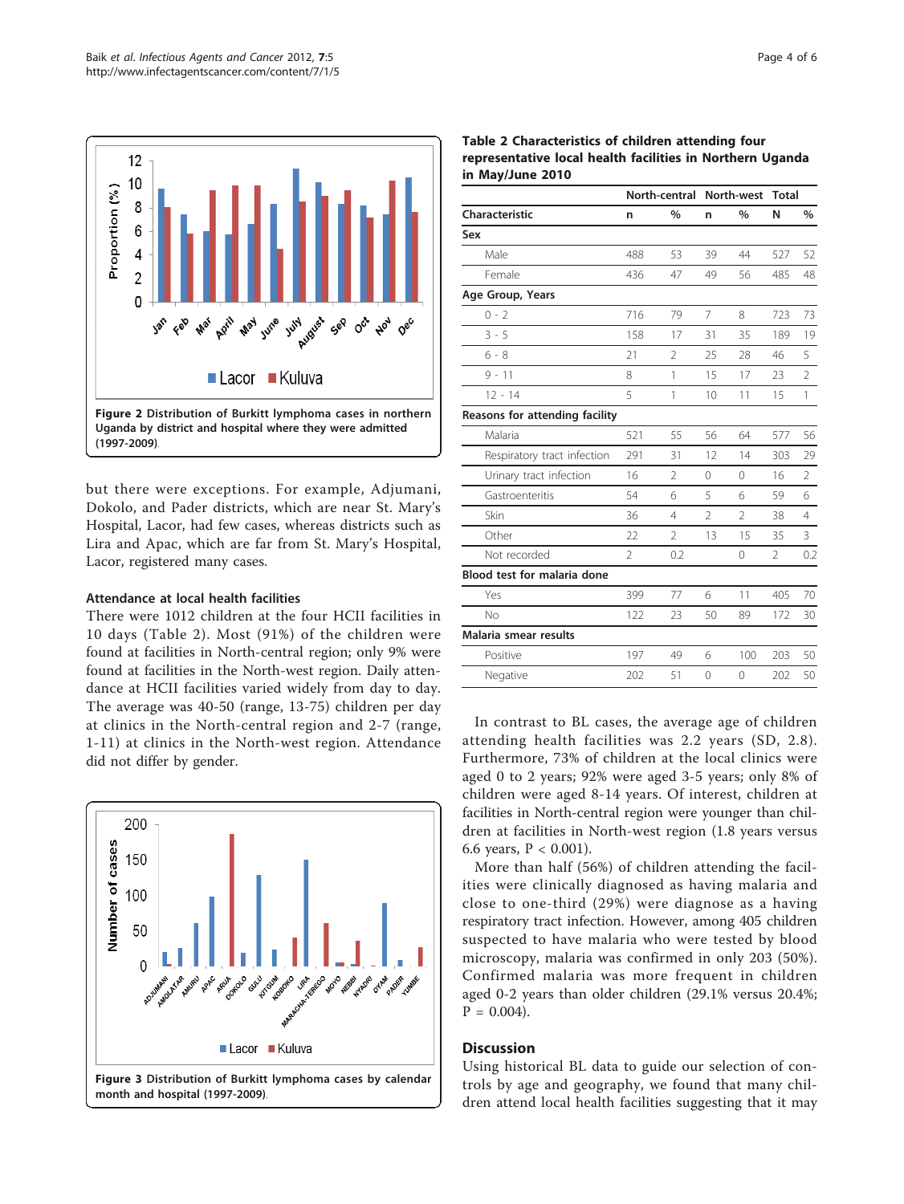Figure 2 Distribution of Burkitt lymphoma cases in northern Uganda by district and hospital where they were admitted (1997-2009).

but there were exceptions. For example, Adjumani, Dokolo, and Pader districts, which are near St. Mary's Hospital, Lacor, had few cases, whereas districts such as Lira and Apac, which are far from St. Mary's Hospital, Lacor, registered many cases.

### Attendance at local health facilities

There were 1012 children at the four HCII facilities in 10 days (Table 2). Most (91%) of the children were found at facilities in North-central region; only 9% were found at facilities in the North-west region. Daily attendance at HCII facilities varied widely from day to day. The average was 40-50 (range, 13-75) children per day at clinics in the North-central region and 2-7 (range, 1-11) at clinics in the North-west region. Attendance did not differ by gender.

Figure 3 Distribution of Burkitt lymphoma cases by calendar month and hospital (1997-2009).

**Table 2 Characteristics of children attending four representative local health facilities in Northern Uganda in May/June 2010**

| | North-central | | North-west | | Total | |
|---|---|---|---|---|---|---|
| **Characteristic** | **n** | **%** | **n** | **%** | **N** | **%** |
| **Sex** | | | | | | |
| Male | 488 | 53 | 39 | 44 | 527 | 52 |
| Female | 436 | 47 | 49 | 56 | 485 | 48 |
| **Age Group, Years** | | | | | | |
| 0 - 2 | 716 | 79 | 7 | 8 | 723 | 73 |
| 3 - 5 | 158 | 17 | 31 | 35 | 189 | 19 |
| 6 - 8 | 21 | 2 | 25 | 28 | 46 | 5 |
| 9 - 11 | 8 | 1 | 15 | 17 | 23 | 2 |
| 12 - 14 | 5 | 1 | 10 | 11 | 15 | 1 |
| **Reasons for attending facility** | | | | | | |
| Malaria | 521 | 55 | 56 | 64 | 577 | 56 |
| Respiratory tract infection | 291 | 31 | 12 | 14 | 303 | 29 |
| Urinary tract infection | 16 | 2 | 0 | 0 | 16 | 2 |
| Gastroenteritis | 54 | 6 | 5 | 6 | 59 | 6 |
| Skin | 36 | 4 | 2 | 2 | 38 | 4 |
| Other | 22 | 2 | 13 | 15 | 35 | 3 |
| Not recorded | 2 | 0.2 | | 0 | 2 | 0.2 |
| **Blood test for malaria done** | | | | | | |
| Yes | 399 | 77 | 6 | 11 | 405 | 70 |
| No | 122 | 23 | 50 | 89 | 172 | 30 |
| **Malaria smear results** | | | | | | |
| Positive | 197 | 49 | 6 | 100 | 203 | 50 |
| Negative | 202 | 51 | 0 | 0 | 202 | 50 |

In contrast to BL cases, the average age of children attending health facilities was 2.2 years (SD, 2.8). Furthermore, 73% of children at the local clinics were aged 0 to 2 years; 92% were aged 3-5 years; only 8% of children were aged 8-14 years. Of interest, children at facilities in North-central region were younger than children at facilities in North-west region (1.8 years versus 6.6 years, $P < 0.001$).

More than half (56%) of children attending the facilities were clinically diagnosed as having malaria and close to one-third (29%) were diagnose as a having respiratory tract infection. However, among 405 children suspected to have malaria who were tested by blood microscopy, malaria was confirmed in only 203 (50%). Confirmed malaria was more frequent in children aged 0-2 years than older children (29.1% versus 20.4%; $P = 0.004$).

## Discussion

Using historical BL data to guide our selection of controls by age and geography, we found that many children attend local health facilities suggesting that it may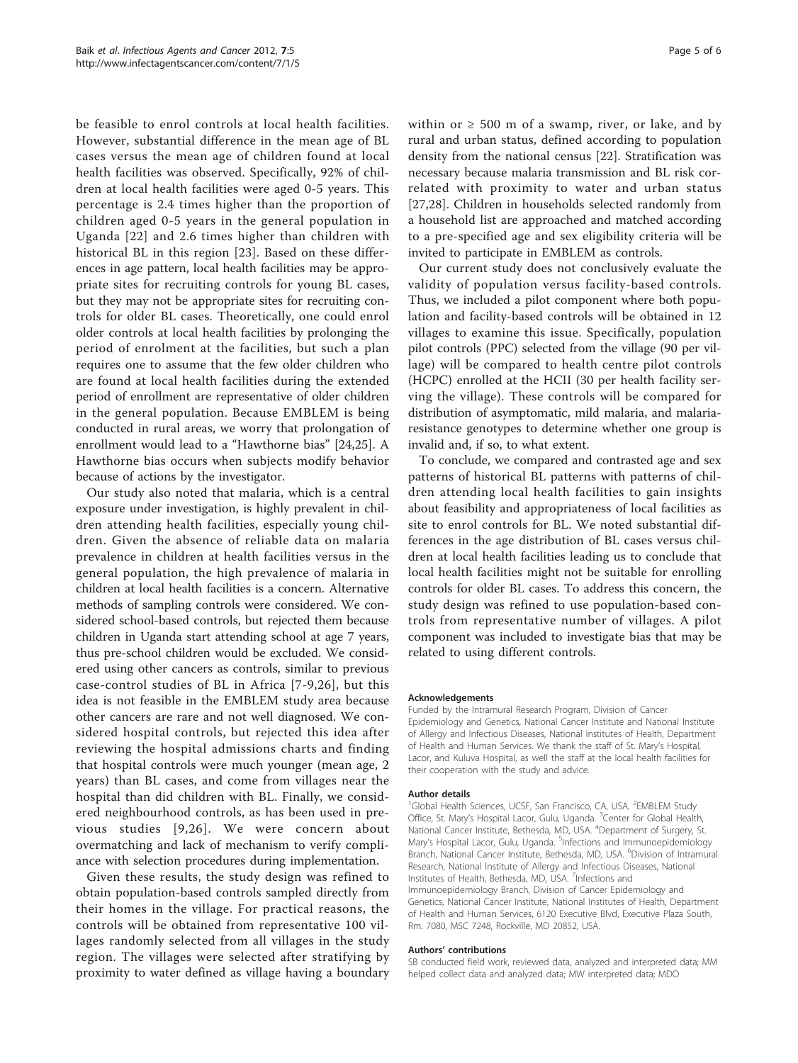be feasible to enrol controls at local health facilities. However, substantial difference in the mean age of BL cases versus the mean age of children found at local health facilities was observed. Specifically, 92% of children at local health facilities were aged 0-5 years. This percentage is 2.4 times higher than the proportion of children aged 0-5 years in the general population in Uganda [22] and 2.6 times higher than children with historical BL in this region [23]. Based on these differences in age pattern, local health facilities may be appropriate sites for recruiting controls for young BL cases, but they may not be appropriate sites for recruiting controls for older BL cases. Theoretically, one could enrol older controls at local health facilities by prolonging the period of enrolment at the facilities, but such a plan requires one to assume that the few older children who are found at local health facilities during the extended period of enrollment are representative of older children in the general population. Because EMBLEM is being conducted in rural areas, we worry that prolongation of enrollment would lead to a "Hawthorne bias" [24,25]. A Hawthorne bias occurs when subjects modify behavior because of actions by the investigator.

Our study also noted that malaria, which is a central exposure under investigation, is highly prevalent in children attending health facilities, especially young children. Given the absence of reliable data on malaria prevalence in children at health facilities versus in the general population, the high prevalence of malaria in children at local health facilities is a concern. Alternative methods of sampling controls were considered. We considered school-based controls, but rejected them because children in Uganda start attending school at age 7 years, thus pre-school children would be excluded. We considered using other cancers as controls, similar to previous case-control studies of BL in Africa [7-9,26], but this idea is not feasible in the EMBLEM study area because other cancers are rare and not well diagnosed. We considered hospital controls, but rejected this idea after reviewing the hospital admissions charts and finding that hospital controls were much younger (mean age, 2 years) than BL cases, and come from villages near the hospital than did children with BL. Finally, we considered neighbourhood controls, as has been used in previous studies [9,26]. We were concern about overmatching and lack of mechanism to verify compliance with selection procedures during implementation.

Given these results, the study design was refined to obtain population-based controls sampled directly from their homes in the village. For practical reasons, the controls will be obtained from representative 100 villages randomly selected from all villages in the study region. The villages were selected after stratifying by proximity to water defined as village having a boundary within or ≥ 500 m of a swamp, river, or lake, and by rural and urban status, defined according to population density from the national census [22]. Stratification was necessary because malaria transmission and BL risk correlated with proximity to water and urban status [27,28]. Children in households selected randomly from a household list are approached and matched according to a pre-specified age and sex eligibility criteria will be invited to participate in EMBLEM as controls.

Our current study does not conclusively evaluate the validity of population versus facility-based controls. Thus, we included a pilot component where both population and facility-based controls will be obtained in 12 villages to examine this issue. Specifically, population pilot controls (PPC) selected from the village (90 per village) will be compared to health centre pilot controls (HCPC) enrolled at the HCII (30 per health facility serving the village). These controls will be compared for distribution of asymptomatic, mild malaria, and malaria-resistance genotypes to determine whether one group is invalid and, if so, to what extent.

To conclude, we compared and contrasted age and sex patterns of historical BL patterns with patterns of children attending local health facilities to gain insights about feasibility and appropriateness of local facilities as site to enrol controls for BL. We noted substantial differences in the age distribution of BL cases versus children at local health facilities leading us to conclude that local health facilities might not be suitable for enrolling controls for older BL cases. To address this concern, the study design was refined to use population-based controls from representative number of villages. A pilot component was included to investigate bias that may be related to using different controls.

#### Acknowledgements

Funded by the Intramural Research Program, Division of Cancer Epidemiology and Genetics, National Cancer Institute and National Institute of Allergy and Infectious Diseases, National Institutes of Health, Department of Health and Human Services. We thank the staff of St. Mary's Hospital, Lacor, and Kuluva Hospital, as well the staff at the local health facilities for their cooperation with the study and advice.

#### Author details

[1]Global Health Sciences, UCSF, San Francisco, CA, USA. [2]EMBLEM Study Office, St. Mary's Hospital Lacor, Gulu, Uganda. [3]Center for Global Health, National Cancer Institute, Bethesda, MD, USA. [4]Department of Surgery, St. Mary's Hospital Lacor, Gulu, Uganda. [5]Infections and Immunoepidemiology Branch, National Cancer Institute, Bethesda, MD, USA. [6]Division of Intramural Research, National Institute of Allergy and Infectious Diseases, National Institutes of Health, Bethesda, MD, USA. [7]Infections and Immunoepidemiology Branch, Division of Cancer Epidemiology and Genetics, National Cancer Institute, National Institutes of Health, Department of Health and Human Services, 6120 Executive Blvd, Executive Plaza South, Rm. 7080, MSC 7248, Rockville, MD 20852, USA.

#### Authors' contributions

SB conducted field work, reviewed data, analyzed and interpreted data; MM helped collect data and analyzed data; MW interpreted data; MDO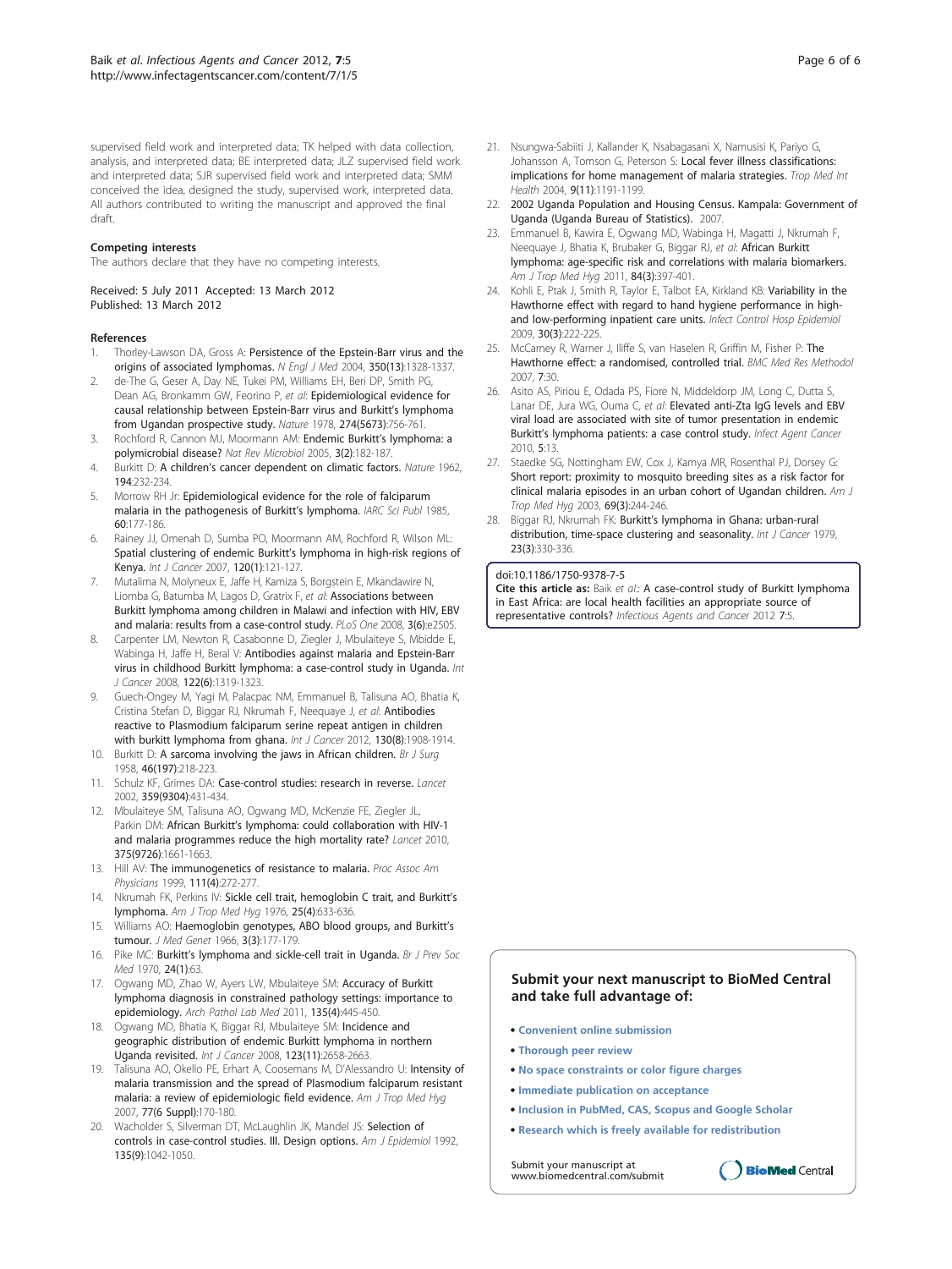supervised field work and interpreted data; TK helped with data collection, analysis, and interpreted data; BE interpreted data; JLZ supervised field work and interpreted data; SJR supervised field work and interpreted data; SMM conceived the idea, designed the study, supervised work, interpreted data. All authors contributed to writing the manuscript and approved the final draft.

#### Competing interests

The authors declare that they have no competing interests.

Received: 5 July 2011 Accepted: 13 March 2012
Published: 13 March 2012

#### References

1. Thorley-Lawson DA, Gross A: **Persistence of the Epstein-Barr virus and the origins of associated lymphomas.** *N Engl J Med* 2004, **350(13)**:1328-1337.
2. de-The G, Geser A, Day NE, Tukei PM, Williams EH, Beri DP, Smith PG, Dean AG, Bronkamm GW, Feorino P, *et al*: **Epidemiological evidence for causal relationship between Epstein-Barr virus and Burkitt's lymphoma from Ugandan prospective study.** *Nature* 1978, **274(5673)**:756-761.
3. Rochford R, Cannon MJ, Moormann AM: **Endemic Burkitt's lymphoma: a polymicrobial disease?** *Nat Rev Microbiol* 2005, **3(2)**:182-187.
4. Burkitt D: **A children's cancer dependent on climatic factors.** *Nature* 1962, **194**:232-234.
5. Morrow RH Jr: **Epidemiological evidence for the role of falciparum malaria in the pathogenesis of Burkitt's lymphoma.** *IARC Sci Publ* 1985, **60**:177-186.
6. Rainey JJ, Omenah D, Sumba PO, Moormann AM, Rochford R, Wilson ML: **Spatial clustering of endemic Burkitt's lymphoma in high-risk regions of Kenya.** *Int J Cancer* 2007, **120(1)**:121-127.
7. Mutalima N, Molyneux E, Jaffe H, Kamiza S, Borgstein E, Mkandawire N, Liomba G, Batumba M, Lagos D, Gratrix F, *et al*: **Associations between Burkitt lymphoma among children in Malawi and infection with HIV, EBV and malaria: results from a case-control study.** *PLoS One* 2008, **3(6)**:e2505.
8. Carpenter LM, Newton R, Casabonne D, Ziegler J, Mbulaiteye S, Mbidde E, Wabinga H, Jaffe H, Beral V: **Antibodies against malaria and Epstein-Barr virus in childhood Burkitt lymphoma: a case-control study in Uganda.** *Int J Cancer* 2008, **122(6)**:1319-1323.
9. Guech-Ongey M, Yagi M, Palacpac NM, Emmanuel B, Talisuna AO, Bhatia K, Cristina Stefan D, Biggar RJ, Nkrumah F, Neequaye J, *et al*: **Antibodies reactive to Plasmodium falciparum serine repeat antigen in children with burkitt lymphoma from ghana.** *Int J Cancer* 2012, **130(8)**:1908-1914.
10. Burkitt D: **A sarcoma involving the jaws in African children.** *Br J Surg* 1958, **46(197)**:218-223.
11. Schulz KF, Grimes DA: **Case-control studies: research in reverse.** *Lancet* 2002, **359(9304)**:431-434.
12. Mbulaiteye SM, Talisuna AO, Ogwang MD, McKenzie FE, Ziegler JL, Parkin DM: **African Burkitt's lymphoma: could collaboration with HIV-1 and malaria programmes reduce the high mortality rate?** *Lancet* 2010, **375(9726)**:1661-1663.
13. Hill AV: **The immunogenetics of resistance to malaria.** *Proc Assoc Am Physicians* 1999, **111(4)**:272-277.
14. Nkrumah FK, Perkins IV: **Sickle cell trait, hemoglobin C trait, and Burkitt's lymphoma.** *Am J Trop Med Hyg* 1976, **25(4)**:633-636.
15. Williams AO: **Haemoglobin genotypes, ABO blood groups, and Burkitt's tumour.** *J Med Genet* 1966, **3(3)**:177-179.
16. Pike MC: **Burkitt's lymphoma and sickle-cell trait in Uganda.** *Br J Prev Soc Med* 1970, **24(1)**:63.
17. Ogwang MD, Zhao W, Ayers LW, Mbulaiteye SM: **Accuracy of Burkitt lymphoma diagnosis in constrained pathology settings: importance to epidemiology.** *Arch Pathol Lab Med* 2011, **135(4)**:445-450.
18. Ogwang MD, Bhatia K, Biggar RJ, Mbulaiteye SM: **Incidence and geographic distribution of endemic Burkitt lymphoma in northern Uganda revisited.** *Int J Cancer* 2008, **123(11)**:2658-2663.
19. Talisuna AO, Okello PE, Erhart A, Coosemans M, D'Alessandro U: **Intensity of malaria transmission and the spread of Plasmodium falciparum resistant malaria: a review of epidemiologic field evidence.** *Am J Trop Med Hyg* 2007, **77(6 Suppl)**:170-180.
20. Wacholder S, Silverman DT, McLaughlin JK, Mandel JS: **Selection of controls in case-control studies. III. Design options.** *Am J Epidemiol* 1992, **135(9)**:1042-1050.
21. Nsungwa-Sabiiti J, Kallander K, Nsabagasani X, Namusisi K, Pariyo G, Johansson A, Tomson G, Peterson S: **Local fever illness classifications: implications for home management of malaria strategies.** *Trop Med Int Health* 2004, **9(11)**:1191-1199.
22. **2002 Uganda Population and Housing Census.** Kampala: Government of Uganda (Uganda Bureau of Statistics). 2007.
23. Emmanuel B, Kawira E, Ogwang MD, Wabinga H, Magatti J, Nkrumah F, Neequaye J, Bhatia K, Brubaker G, Biggar RJ, *et al*: **African Burkitt lymphoma: age-specific risk and correlations with malaria biomarkers.** *Am J Trop Med Hyg* 2011, **84(3)**:397-401.
24. Kohli E, Ptak J, Smith R, Taylor E, Talbot EA, Kirkland KB: **Variability in the Hawthorne effect with regard to hand hygiene performance in high- and low-performing inpatient care units.** *Infect Control Hosp Epidemiol* 2009, **30(3)**:222-225.
25. McCarney R, Warner J, Iliffe S, van Haselen R, Griffin M, Fisher P: **The Hawthorne effect: a randomised, controlled trial.** *BMC Med Res Methodol* 2007, **7**:30.
26. Asito AS, Piriou E, Odada PS, Fiore N, Middeldorp JM, Long C, Dutta S, Lanar DE, Jura WG, Ouma C, *et al*: **Elevated anti-Zta IgG levels and EBV viral load are associated with site of tumor presentation in endemic Burkitt's lymphoma patients: a case control study.** *Infect Agent Cancer* 2010, **5**:13.
27. Staedke SG, Nottingham EW, Cox J, Kamya MR, Rosenthal PJ, Dorsey G: **Short report: proximity to mosquito breeding sites as a risk factor for clinical malaria episodes in an urban cohort of Ugandan children.** *Am J Trop Med Hyg* 2003, **69(3)**:244-246.
28. Biggar RJ, Nkrumah FK: **Burkitt's lymphoma in Ghana: urban-rural distribution, time-space clustering and seasonality.** *Int J Cancer* 1979, **23(3)**:330-336.

doi:10.1186/1750-9378-7-5

**Cite this article as:** Baik *et al.*: A case-control study of Burkitt lymphoma in East Africa: are local health facilities an appropriate source of representative controls? *Infectious Agents and Cancer* 2012 **7**:5.